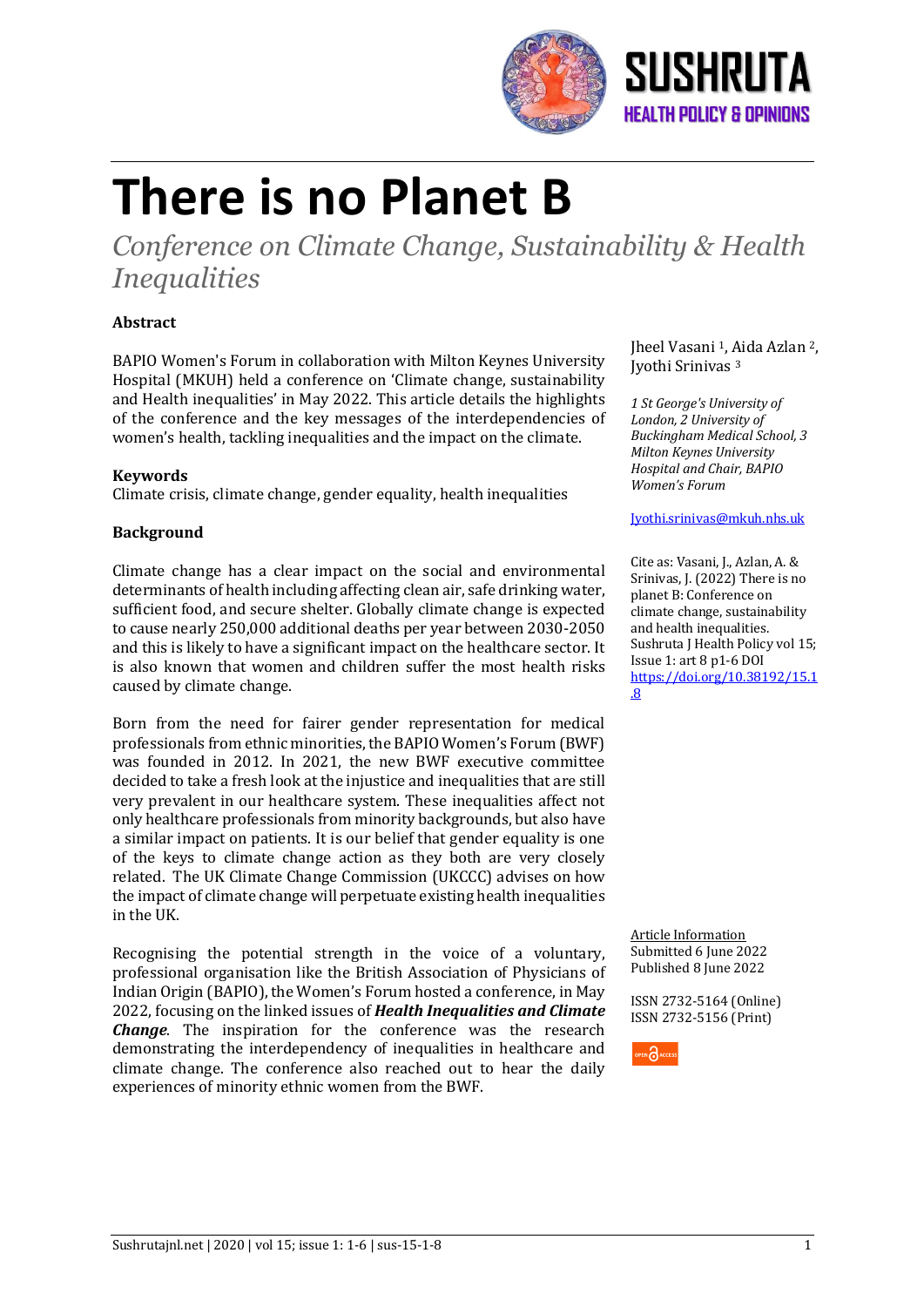# There is no Planet B

*Conference on Climate Change, Sustainability & Health Inequalities*

Jheel Vasani [1], Aida Azlan [2], Jyothi Srinivas [3]

*1 St George's University of London, 2 University of Buckingham Medical School, 3 Milton Keynes University Hospital and Chair, BAPIO Women's Forum*

Jyothi.srinivas@mkuh.nhs.uk

Cite as: Vasani, J., Azlan, A. & Srinivas, J. (2022) There is no planet B: Conference on climate change, sustainability and health inequalities. Sushruta J Health Policy vol 15; Issue 1: art 8 p1-6 DOI https://doi.org/10.38192/15.1.8

Article Information
Submitted 6 June 2022
Published 8 June 2022

ISSN 2732-5164 (Online)
ISSN 2732-5156 (Print)

### Abstract

BAPIO Women's Forum in collaboration with Milton Keynes University Hospital (MKUH) held a conference on 'Climate change, sustainability and Health inequalities' in May 2022. This article details the highlights of the conference and the key messages of the interdependencies of women's health, tackling inequalities and the impact on the climate.

### Keywords

Climate crisis, climate change, gender equality, health inequalities

### Background

Climate change has a clear impact on the social and environmental determinants of health including affecting clean air, safe drinking water, sufficient food, and secure shelter. Globally climate change is expected to cause nearly 250,000 additional deaths per year between 2030-2050 and this is likely to have a significant impact on the healthcare sector. It is also known that women and children suffer the most health risks caused by climate change.

Born from the need for fairer gender representation for medical professionals from ethnic minorities, the BAPIO Women's Forum (BWF) was founded in 2012. In 2021, the new BWF executive committee decided to take a fresh look at the injustice and inequalities that are still very prevalent in our healthcare system. These inequalities affect not only healthcare professionals from minority backgrounds, but also have a similar impact on patients. It is our belief that gender equality is one of the keys to climate change action as they both are very closely related. The UK Climate Change Commission (UKCCC) advises on how the impact of climate change will perpetuate existing health inequalities in the UK.

Recognising the potential strength in the voice of a voluntary, professional organisation like the British Association of Physicians of Indian Origin (BAPIO), the Women's Forum hosted a conference, in May 2022, focusing on the linked issues of ***Health Inequalities and Climate Change***. The inspiration for the conference was the research demonstrating the interdependency of inequalities in healthcare and climate change. The conference also reached out to hear the daily experiences of minority ethnic women from the BWF.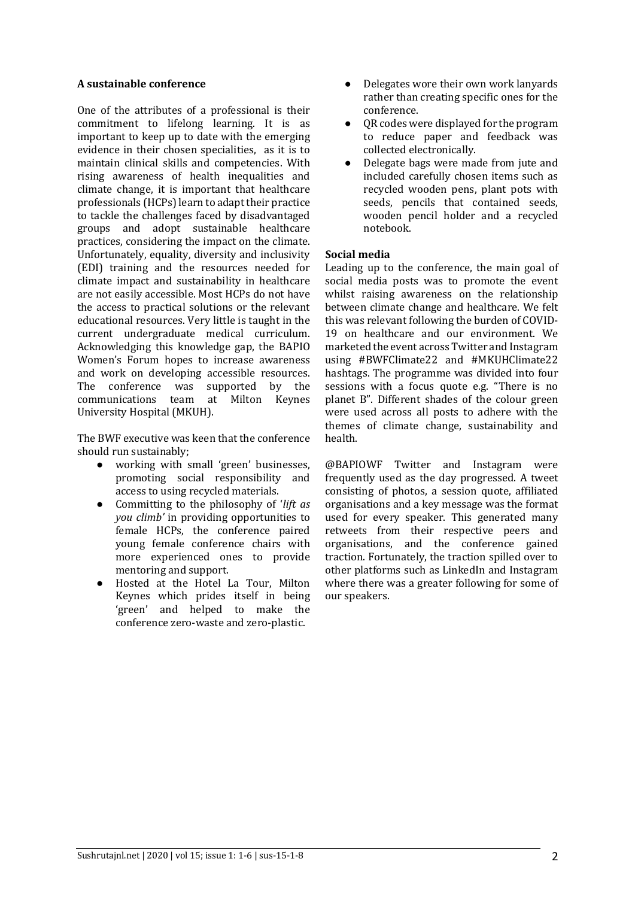**A sustainable conference**

One of the attributes of a professional is their commitment to lifelong learning. It is as important to keep up to date with the emerging evidence in their chosen specialities, as it is to maintain clinical skills and competencies. With rising awareness of health inequalities and climate change, it is important that healthcare professionals (HCPs) learn to adapt their practice to tackle the challenges faced by disadvantaged groups and adopt sustainable healthcare practices, considering the impact on the climate. Unfortunately, equality, diversity and inclusivity (EDI) training and the resources needed for climate impact and sustainability in healthcare are not easily accessible. Most HCPs do not have the access to practical solutions or the relevant educational resources. Very little is taught in the current undergraduate medical curriculum. Acknowledging this knowledge gap, the BAPIO Women's Forum hopes to increase awareness and work on developing accessible resources. The conference was supported by the communications team at Milton Keynes University Hospital (MKUH).

The BWF executive was keen that the conference should run sustainably;

- working with small 'green' businesses, promoting social responsibility and access to using recycled materials.
- Committing to the philosophy of '*lift as you climb'* in providing opportunities to female HCPs, the conference paired young female conference chairs with more experienced ones to provide mentoring and support.
- Hosted at the Hotel La Tour, Milton Keynes which prides itself in being 'green' and helped to make the conference zero-waste and zero-plastic.
- Delegates wore their own work lanyards rather than creating specific ones for the conference.
- QR codes were displayed for the program to reduce paper and feedback was collected electronically.
- Delegate bags were made from jute and included carefully chosen items such as recycled wooden pens, plant pots with seeds, pencils that contained seeds, wooden pencil holder and a recycled notebook.

**Social media**

Leading up to the conference, the main goal of social media posts was to promote the event whilst raising awareness on the relationship between climate change and healthcare. We felt this was relevant following the burden of COVID-19 on healthcare and our environment. We marketed the event across Twitter and Instagram using #BWFClimate22 and #MKUHClimate22 hashtags. The programme was divided into four sessions with a focus quote e.g. "There is no planet B". Different shades of the colour green were used across all posts to adhere with the themes of climate change, sustainability and health.

@BAPIOWF Twitter and Instagram were frequently used as the day progressed. A tweet consisting of photos, a session quote, affiliated organisations and a key message was the format used for every speaker. This generated many retweets from their respective peers and organisations, and the conference gained traction. Fortunately, the traction spilled over to other platforms such as LinkedIn and Instagram where there was a greater following for some of our speakers.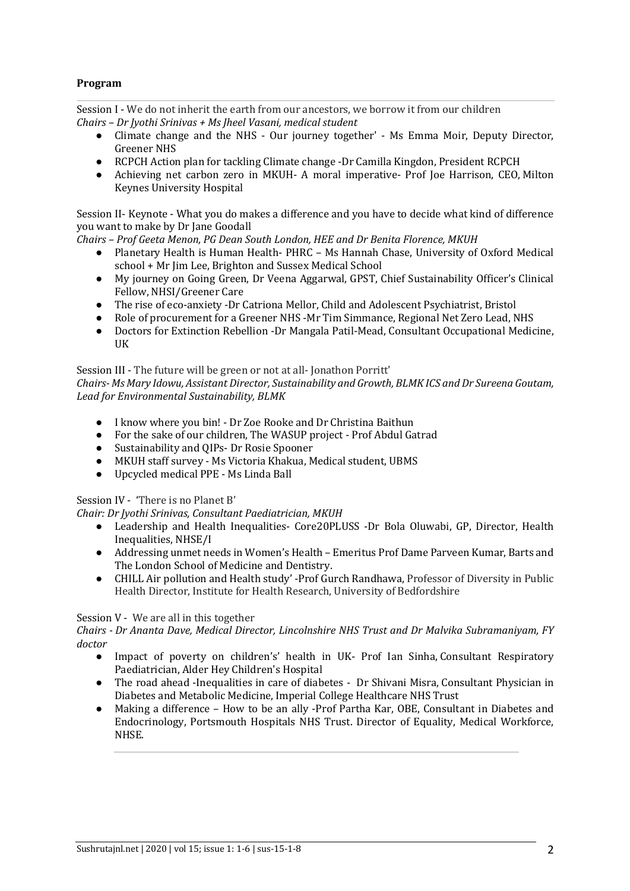**Program**

Session I - We do not inherit the earth from our ancestors, we borrow it from our children
*Chairs – Dr Jyothi Srinivas + Ms Jheel Vasani, medical student*

- Climate change and the NHS - Our journey together' - Ms Emma Moir, Deputy Director, Greener NHS
- RCPCH Action plan for tackling Climate change -Dr Camilla Kingdon, President RCPCH
- Achieving net carbon zero in MKUH- A moral imperative- Prof Joe Harrison, CEO, Milton Keynes University Hospital

Session II- Keynote - What you do makes a difference and you have to decide what kind of difference you want to make by Dr Jane Goodall
*Chairs – Prof Geeta Menon, PG Dean South London, HEE and Dr Benita Florence, MKUH*

- Planetary Health is Human Health- PHRC – Ms Hannah Chase, University of Oxford Medical school + Mr Jim Lee, Brighton and Sussex Medical School
- My journey on Going Green, Dr Veena Aggarwal, GPST, Chief Sustainability Officer's Clinical Fellow, NHSI/Greener Care
- The rise of eco-anxiety -Dr Catriona Mellor, Child and Adolescent Psychiatrist, Bristol
- Role of procurement for a Greener NHS -Mr Tim Simmance, Regional Net Zero Lead, NHS
- Doctors for Extinction Rebellion -Dr Mangala Patil-Mead, Consultant Occupational Medicine, UK

Session III - The future will be green or not at all- Jonathon Porritt'
*Chairs- Ms Mary Idowu, Assistant Director, Sustainability and Growth, BLMK ICS and Dr Sureena Goutam, Lead for Environmental Sustainability, BLMK*

- I know where you bin! - Dr Zoe Rooke and Dr Christina Baithun
- For the sake of our children, The WASUP project - Prof Abdul Gatrad
- Sustainability and QIPs- Dr Rosie Spooner
- MKUH staff survey - Ms Victoria Khakua, Medical student, UBMS
- Upcycled medical PPE - Ms Linda Ball

Session IV - 'There is no Planet B'
*Chair: Dr Jyothi Srinivas, Consultant Paediatrician, MKUH*

- Leadership and Health Inequalities- Core20PLUSS -Dr Bola Oluwabi, GP, Director, Health Inequalities, NHSE/I
- Addressing unmet needs in Women's Health – Emeritus Prof Dame Parveen Kumar, Barts and The London School of Medicine and Dentistry.
- CHILL Air pollution and Health study' -Prof Gurch Randhawa, Professor of Diversity in Public Health Director, Institute for Health Research, University of Bedfordshire

Session V - We are all in this together
*Chairs - Dr Ananta Dave, Medical Director, Lincolnshire NHS Trust and Dr Malvika Subramaniyam, FY doctor*

- Impact of poverty on children's' health in UK- Prof Ian Sinha, Consultant Respiratory Paediatrician, Alder Hey Children's Hospital
- The road ahead -Inequalities in care of diabetes - Dr Shivani Misra, Consultant Physician in Diabetes and Metabolic Medicine, Imperial College Healthcare NHS Trust
- Making a difference – How to be an ally -Prof Partha Kar, OBE, Consultant in Diabetes and Endocrinology, Portsmouth Hospitals NHS Trust. Director of Equality, Medical Workforce, NHSE.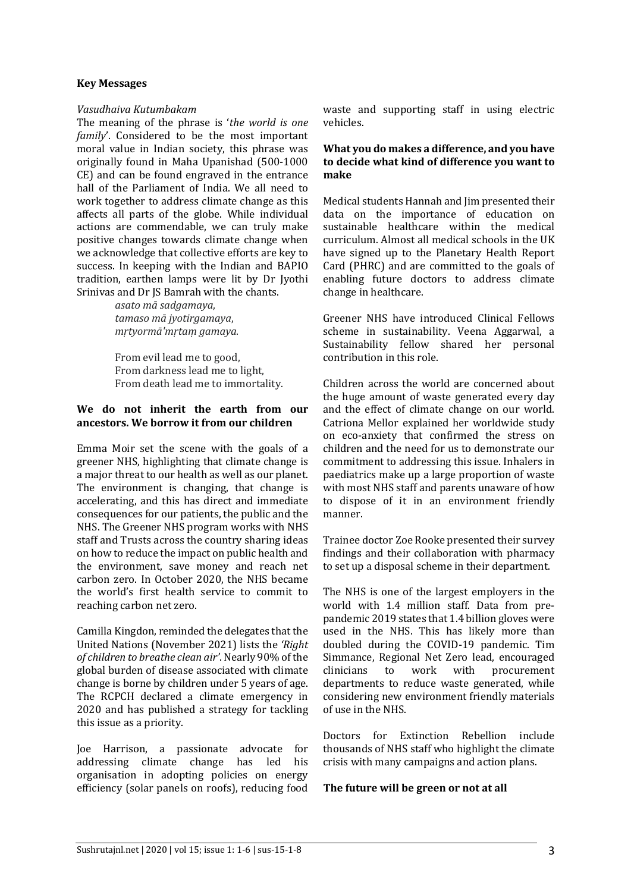**Key Messages**

*Vasudhaiva Kutumbakam*

The meaning of the phrase is '*the world is one family*'. Considered to be the most important moral value in Indian society, this phrase was originally found in Maha Upanishad (500-1000 CE) and can be found engraved in the entrance hall of the Parliament of India. We all need to work together to address climate change as this affects all parts of the globe. While individual actions are commendable, we can truly make positive changes towards climate change when we acknowledge that collective efforts are key to success. In keeping with the Indian and BAPIO tradition, earthen lamps were lit by Dr Jyothi Srinivas and Dr JS Bamrah with the chants.

> *asato mā sadgamaya*,
> *tamaso mā jyotirgamaya*,
> *mṛtyormā'mṛtaṃ gamaya*.
>
> From evil lead me to good,
> From darkness lead me to light,
> From death lead me to immortality.

**We do not inherit the earth from our ancestors. We borrow it from our children**

Emma Moir set the scene with the goals of a greener NHS, highlighting that climate change is a major threat to our health as well as our planet. The environment is changing, that change is accelerating, and this has direct and immediate consequences for our patients, the public and the NHS. The Greener NHS program works with NHS staff and Trusts across the country sharing ideas on how to reduce the impact on public health and the environment, save money and reach net carbon zero. In October 2020, the NHS became the world's first health service to commit to reaching carbon net zero.

Camilla Kingdon, reminded the delegates that the United Nations (November 2021) lists the *'Right of children to breathe clean air'*. Nearly 90% of the global burden of disease associated with climate change is borne by children under 5 years of age. The RCPCH declared a climate emergency in 2020 and has published a strategy for tackling this issue as a priority.

Joe Harrison, a passionate advocate for addressing climate change has led his organisation in adopting policies on energy efficiency (solar panels on roofs), reducing food waste and supporting staff in using electric vehicles.

**What you do makes a difference, and you have to decide what kind of difference you want to make**

Medical students Hannah and Jim presented their data on the importance of education on sustainable healthcare within the medical curriculum. Almost all medical schools in the UK have signed up to the Planetary Health Report Card (PHRC) and are committed to the goals of enabling future doctors to address climate change in healthcare.

Greener NHS have introduced Clinical Fellows scheme in sustainability. Veena Aggarwal, a Sustainability fellow shared her personal contribution in this role.

Children across the world are concerned about the huge amount of waste generated every day and the effect of climate change on our world. Catriona Mellor explained her worldwide study on eco-anxiety that confirmed the stress on children and the need for us to demonstrate our commitment to addressing this issue. Inhalers in paediatrics make up a large proportion of waste with most NHS staff and parents unaware of how to dispose of it in an environment friendly manner.

Trainee doctor Zoe Rooke presented their survey findings and their collaboration with pharmacy to set up a disposal scheme in their department.

The NHS is one of the largest employers in the world with 1.4 million staff. Data from pre-pandemic 2019 states that 1.4 billion gloves were used in the NHS. This has likely more than doubled during the COVID-19 pandemic. Tim Simmance, Regional Net Zero lead, encouraged clinicians to work with procurement departments to reduce waste generated, while considering new environment friendly materials of use in the NHS.

Doctors for Extinction Rebellion include thousands of NHS staff who highlight the climate crisis with many campaigns and action plans.

**The future will be green or not at all**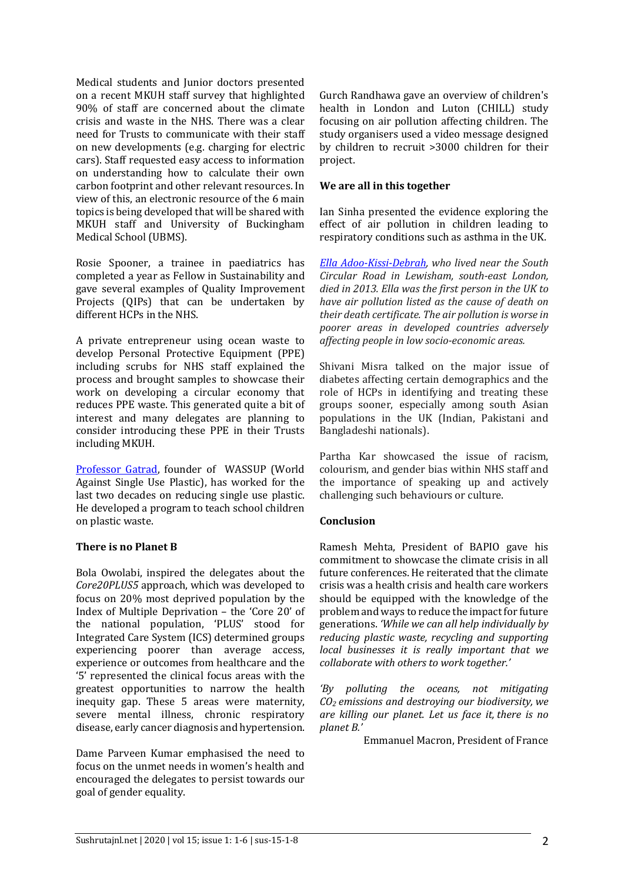Medical students and Junior doctors presented on a recent MKUH staff survey that highlighted 90% of staff are concerned about the climate crisis and waste in the NHS. There was a clear need for Trusts to communicate with their staff on new developments (e.g. charging for electric cars). Staff requested easy access to information on understanding how to calculate their own carbon footprint and other relevant resources. In view of this, an electronic resource of the 6 main topics is being developed that will be shared with MKUH staff and University of Buckingham Medical School (UBMS).

Rosie Spooner, a trainee in paediatrics has completed a year as Fellow in Sustainability and gave several examples of Quality Improvement Projects (QIPs) that can be undertaken by different HCPs in the NHS.

A private entrepreneur using ocean waste to develop Personal Protective Equipment (PPE) including scrubs for NHS staff explained the process and brought samples to showcase their work on developing a circular economy that reduces PPE waste. This generated quite a bit of interest and many delegates are planning to consider introducing these PPE in their Trusts including MKUH.

Professor Gatrad, founder of WASSUP (World Against Single Use Plastic), has worked for the last two decades on reducing single use plastic. He developed a program to teach school children on plastic waste.

**There is no Planet B**

Bola Owolabi, inspired the delegates about the *Core20PLUS5* approach, which was developed to focus on 20% most deprived population by the Index of Multiple Deprivation – the 'Core 20' of the national population, 'PLUS' stood for Integrated Care System (ICS) determined groups experiencing poorer than average access, experience or outcomes from healthcare and the '5' represented the clinical focus areas with the greatest opportunities to narrow the health inequity gap. These 5 areas were maternity, severe mental illness, chronic respiratory disease, early cancer diagnosis and hypertension.

Dame Parveen Kumar emphasised the need to focus on the unmet needs in women's health and encouraged the delegates to persist towards our goal of gender equality.

Gurch Randhawa gave an overview of children's health in London and Luton (CHILL) study focusing on air pollution affecting children. The study organisers used a video message designed by children to recruit >3000 children for their project.

**We are all in this together**

Ian Sinha presented the evidence exploring the effect of air pollution in children leading to respiratory conditions such as asthma in the UK.

*Ella Adoo-Kissi-Debrah, who lived near the South Circular Road in Lewisham, south-east London, died in 2013. Ella was the first person in the UK to have air pollution listed as the cause of death on their death certificate. The air pollution is worse in poorer areas in developed countries adversely affecting people in low socio-economic areas.*

Shivani Misra talked on the major issue of diabetes affecting certain demographics and the role of HCPs in identifying and treating these groups sooner, especially among south Asian populations in the UK (Indian, Pakistani and Bangladeshi nationals).

Partha Kar showcased the issue of racism, colourism, and gender bias within NHS staff and the importance of speaking up and actively challenging such behaviours or culture.

**Conclusion**

Ramesh Mehta, President of BAPIO gave his commitment to showcase the climate crisis in all future conferences. He reiterated that the climate crisis was a health crisis and health care workers should be equipped with the knowledge of the problem and ways to reduce the impact for future generations. *'While we can all help individually by reducing plastic waste, recycling and supporting local businesses it is really important that we collaborate with others to work together.'*

*'By polluting the oceans, not mitigating $CO_2$ emissions and destroying our biodiversity, we are killing our planet. Let us face it, there is no planet B.'*

Emmanuel Macron, President of France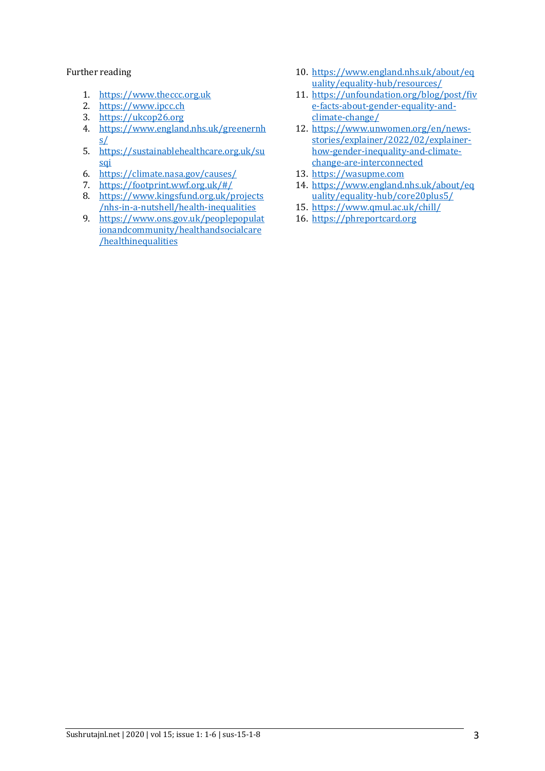Further reading

1. https://www.theccc.org.uk
2. https://www.ipcc.ch
3. https://ukcop26.org
4. https://www.england.nhs.uk/greenernhs/
5. https://sustainablehealthcare.org.uk/susqi
6. https://climate.nasa.gov/causes/
7. https://footprint.wwf.org.uk/#/
8. https://www.kingsfund.org.uk/projects/nhs-in-a-nutshell/health-inequalities
9. https://www.ons.gov.uk/peoplepopulationandcommunity/healthandsocialcare/healthinequalities
10. https://www.england.nhs.uk/about/equality/equality-hub/resources/
11. https://unfoundation.org/blog/post/five-facts-about-gender-equality-and-climate-change/
12. https://www.unwomen.org/en/news-stories/explainer/2022/02/explainer-how-gender-inequality-and-climate-change-are-interconnected
13. https://wasupme.com
14. https://www.england.nhs.uk/about/equality/equality-hub/core20plus5/
15. https://www.qmul.ac.uk/chill/
16. https://phreportcard.org